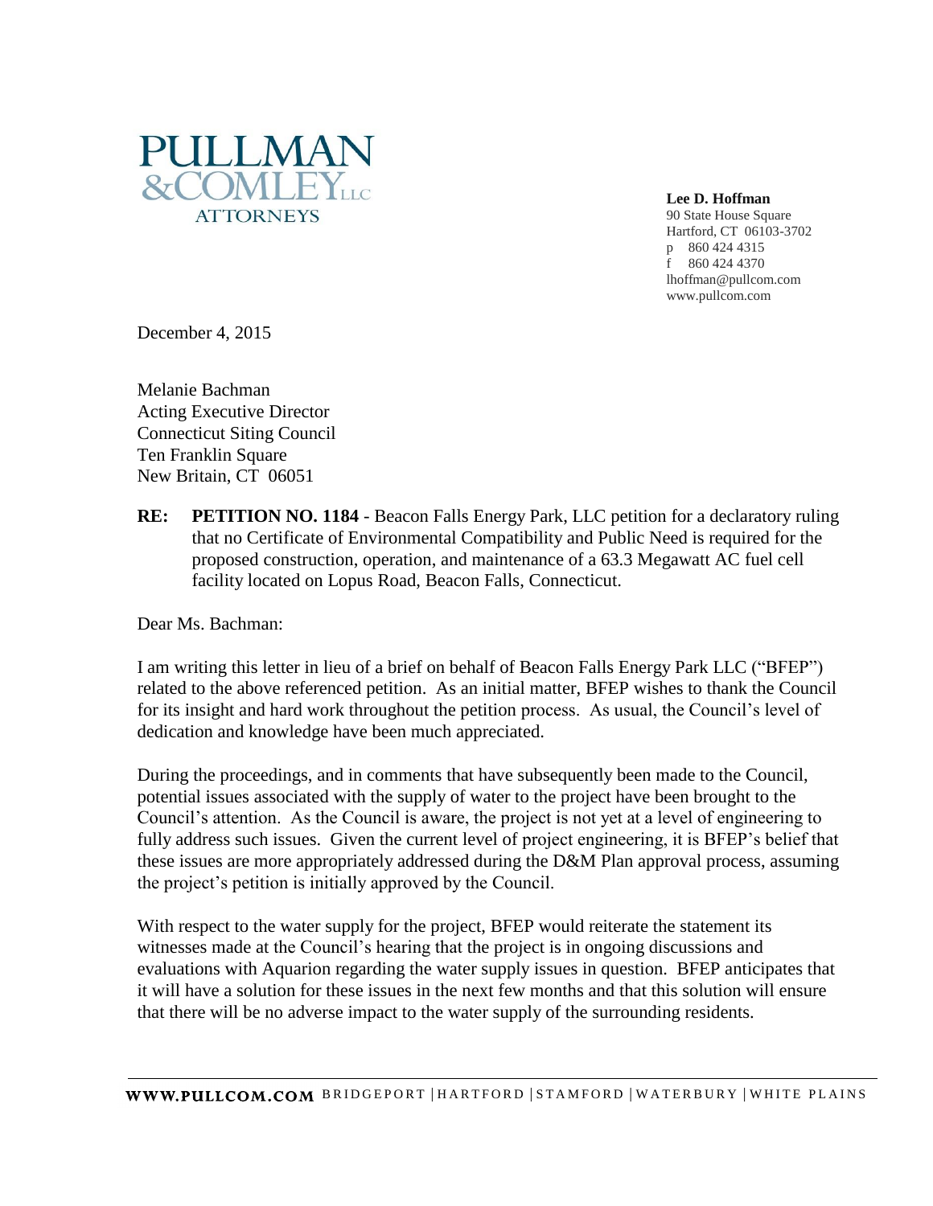PULLMAN
&COMLEY LLC
ATTORNEYS

**Lee D. Hoffman**
90 State House Square
Hartford, CT 06103-3702
p 860 424 4315
f 860 424 4370
lhoffman@pullcom.com
www.pullcom.com

December 4, 2015

Melanie Bachman
Acting Executive Director
Connecticut Siting Council
Ten Franklin Square
New Britain, CT 06051

**RE: PETITION NO. 1184** - Beacon Falls Energy Park, LLC petition for a declaratory ruling that no Certificate of Environmental Compatibility and Public Need is required for the proposed construction, operation, and maintenance of a 63.3 Megawatt AC fuel cell facility located on Lopus Road, Beacon Falls, Connecticut.

Dear Ms. Bachman:

I am writing this letter in lieu of a brief on behalf of Beacon Falls Energy Park LLC ("BFEP") related to the above referenced petition. As an initial matter, BFEP wishes to thank the Council for its insight and hard work throughout the petition process. As usual, the Council's level of dedication and knowledge have been much appreciated.

During the proceedings, and in comments that have subsequently been made to the Council, potential issues associated with the supply of water to the project have been brought to the Council's attention. As the Council is aware, the project is not yet at a level of engineering to fully address such issues. Given the current level of project engineering, it is BFEP's belief that these issues are more appropriately addressed during the D&M Plan approval process, assuming the project's petition is initially approved by the Council.

With respect to the water supply for the project, BFEP would reiterate the statement its witnesses made at the Council's hearing that the project is in ongoing discussions and evaluations with Aquarion regarding the water supply issues in question. BFEP anticipates that it will have a solution for these issues in the next few months and that this solution will ensure that there will be no adverse impact to the water supply of the surrounding residents.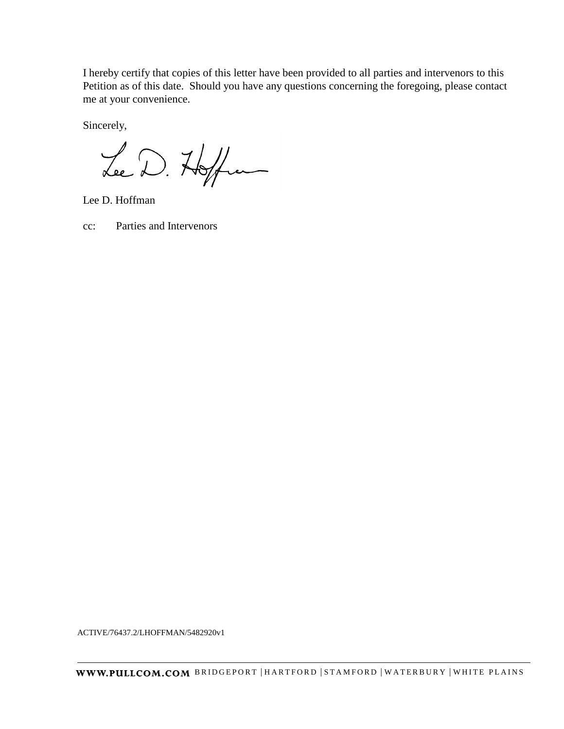I hereby certify that copies of this letter have been provided to all parties and intervenors to this Petition as of this date. Should you have any questions concerning the foregoing, please contact me at your convenience.

Sincerely,

Lee D. Hoffman

cc: Parties and Intervenors

ACTIVE/76437.2/LHOFFMAN/5482920v1